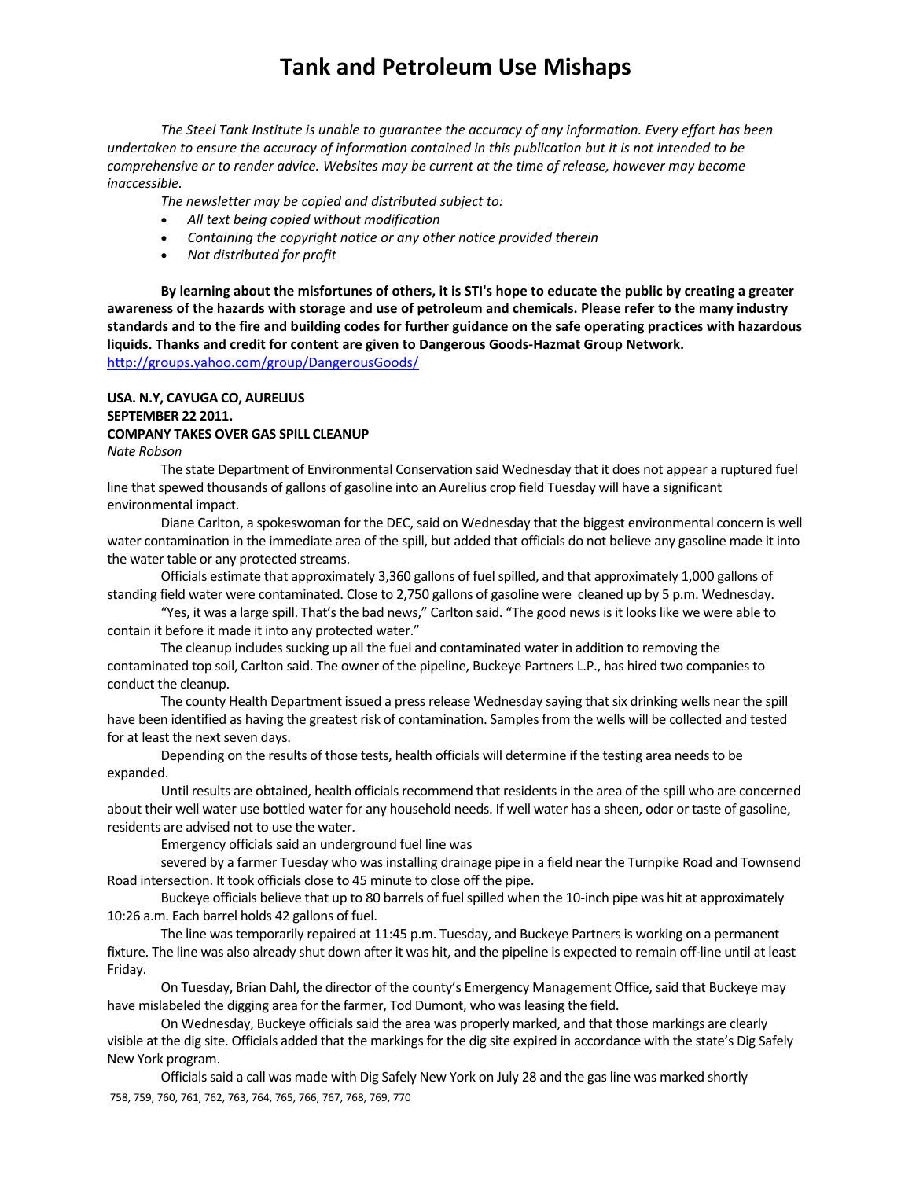# Tank and Petroleum Use Mishaps

*The Steel Tank Institute is unable to guarantee the accuracy of any information. Every effort has been undertaken to ensure the accuracy of information contained in this publication but it is not intended to be comprehensive or to render advice. Websites may be current at the time of release, however may become inaccessible.*

*The newsletter may be copied and distributed subject to:*

- *All text being copied without modification*
- *Containing the copyright notice or any other notice provided therein*
- *Not distributed for profit*

**By learning about the misfortunes of others, it is STI's hope to educate the public by creating a greater awareness of the hazards with storage and use of petroleum and chemicals. Please refer to the many industry standards and to the fire and building codes for further guidance on the safe operating practices with hazardous liquids. Thanks and credit for content are given to Dangerous Goods-Hazmat Group Network.**
http://groups.yahoo.com/group/DangerousGoods/

**USA. N.Y, CAYUGA CO, AURELIUS**
**SEPTEMBER 22 2011.**
**COMPANY TAKES OVER GAS SPILL CLEANUP**
*Nate Robson*

The state Department of Environmental Conservation said Wednesday that it does not appear a ruptured fuel line that spewed thousands of gallons of gasoline into an Aurelius crop field Tuesday will have a significant environmental impact.

Diane Carlton, a spokeswoman for the DEC, said on Wednesday that the biggest environmental concern is well water contamination in the immediate area of the spill, but added that officials do not believe any gasoline made it into the water table or any protected streams.

Officials estimate that approximately 3,360 gallons of fuel spilled, and that approximately 1,000 gallons of standing field water were contaminated. Close to 2,750 gallons of gasoline were cleaned up by 5 p.m. Wednesday.

"Yes, it was a large spill. That's the bad news," Carlton said. "The good news is it looks like we were able to contain it before it made it into any protected water."

The cleanup includes sucking up all the fuel and contaminated water in addition to removing the contaminated top soil, Carlton said. The owner of the pipeline, Buckeye Partners L.P., has hired two companies to conduct the cleanup.

The county Health Department issued a press release Wednesday saying that six drinking wells near the spill have been identified as having the greatest risk of contamination. Samples from the wells will be collected and tested for at least the next seven days.

Depending on the results of those tests, health officials will determine if the testing area needs to be expanded.

Until results are obtained, health officials recommend that residents in the area of the spill who are concerned about their well water use bottled water for any household needs. If well water has a sheen, odor or taste of gasoline, residents are advised not to use the water.

Emergency officials said an underground fuel line was severed by a farmer Tuesday who was installing drainage pipe in a field near the Turnpike Road and Townsend Road intersection. It took officials close to 45 minute to close off the pipe.

Buckeye officials believe that up to 80 barrels of fuel spilled when the 10-inch pipe was hit at approximately 10:26 a.m. Each barrel holds 42 gallons of fuel.

The line was temporarily repaired at 11:45 p.m. Tuesday, and Buckeye Partners is working on a permanent fixture. The line was also already shut down after it was hit, and the pipeline is expected to remain off-line until at least Friday.

On Tuesday, Brian Dahl, the director of the county's Emergency Management Office, said that Buckeye may have mislabeled the digging area for the farmer, Tod Dumont, who was leasing the field.

On Wednesday, Buckeye officials said the area was properly marked, and that those markings are clearly visible at the dig site. Officials added that the markings for the dig site expired in accordance with the state's Dig Safely New York program.

Officials said a call was made with Dig Safely New York on July 28 and the gas line was marked shortly

758, 759, 760, 761, 762, 763, 764, 765, 766, 767, 768, 769, 770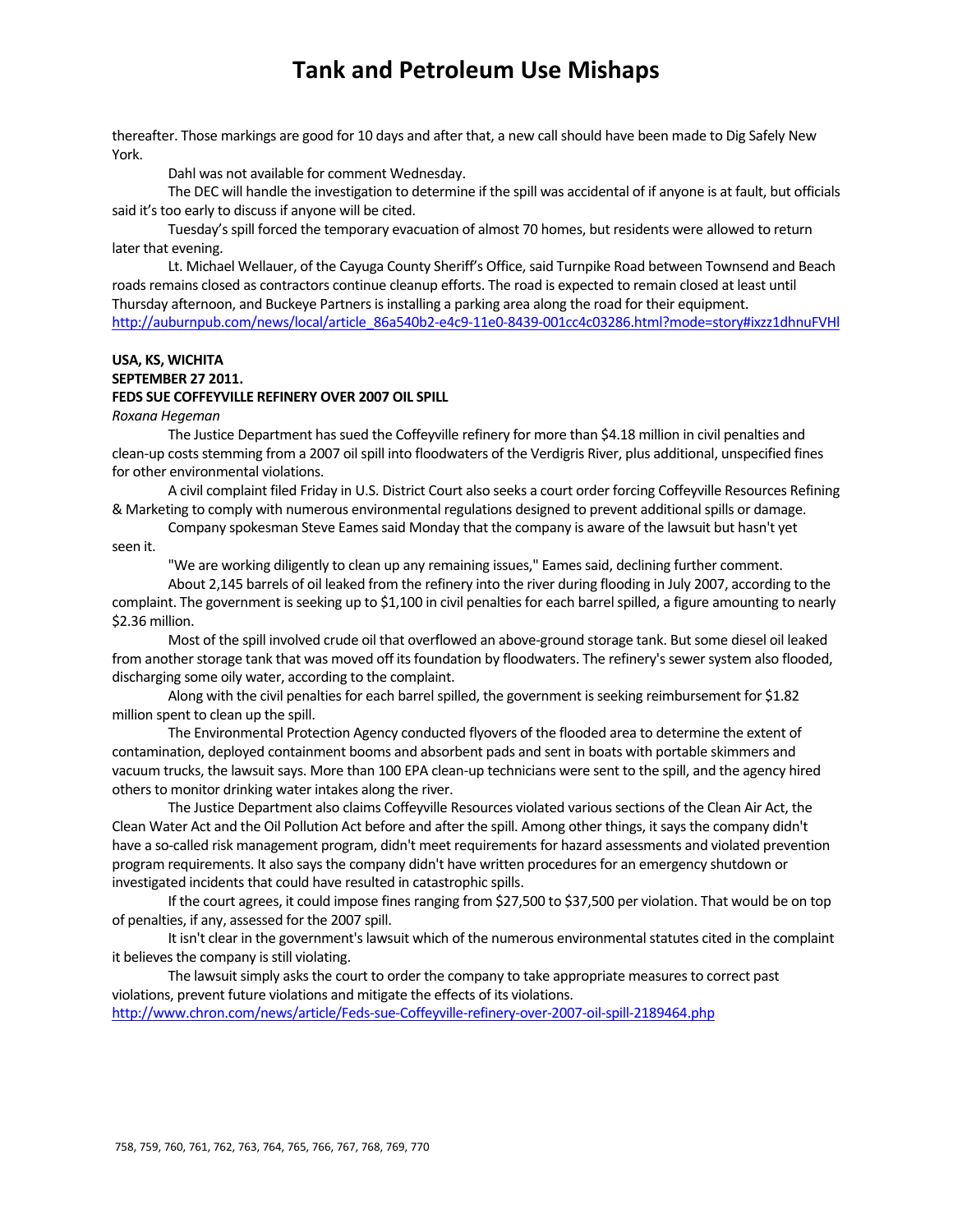thereafter. Those markings are good for 10 days and after that, a new call should have been made to Dig Safely New York.

Dahl was not available for comment Wednesday.

The DEC will handle the investigation to determine if the spill was accidental of if anyone is at fault, but officials said it's too early to discuss if anyone will be cited.

Tuesday's spill forced the temporary evacuation of almost 70 homes, but residents were allowed to return later that evening.

Lt. Michael Wellauer, of the Cayuga County Sheriff's Office, said Turnpike Road between Townsend and Beach roads remains closed as contractors continue cleanup efforts. The road is expected to remain closed at least until Thursday afternoon, and Buckeye Partners is installing a parking area along the road for their equipment.

http://auburnpub.com/news/local/article_86a540b2-e4c9-11e0-8439-001cc4c03286.html?mode=story#ixzz1dhnuFVHl

**USA, KS, WICHITA**
**SEPTEMBER 27 2011.**
**FEDS SUE COFFEYVILLE REFINERY OVER 2007 OIL SPILL**

*Roxana Hegeman*

The Justice Department has sued the Coffeyville refinery for more than $4.18 million in civil penalties and clean-up costs stemming from a 2007 oil spill into floodwaters of the Verdigris River, plus additional, unspecified fines for other environmental violations.

A civil complaint filed Friday in U.S. District Court also seeks a court order forcing Coffeyville Resources Refining & Marketing to comply with numerous environmental regulations designed to prevent additional spills or damage.

Company spokesman Steve Eames said Monday that the company is aware of the lawsuit but hasn't yet seen it.

"We are working diligently to clean up any remaining issues," Eames said, declining further comment.

About 2,145 barrels of oil leaked from the refinery into the river during flooding in July 2007, according to the complaint. The government is seeking up to $1,100 in civil penalties for each barrel spilled, a figure amounting to nearly $2.36 million.

Most of the spill involved crude oil that overflowed an above-ground storage tank. But some diesel oil leaked from another storage tank that was moved off its foundation by floodwaters. The refinery's sewer system also flooded, discharging some oily water, according to the complaint.

Along with the civil penalties for each barrel spilled, the government is seeking reimbursement for $1.82 million spent to clean up the spill.

The Environmental Protection Agency conducted flyovers of the flooded area to determine the extent of contamination, deployed containment booms and absorbent pads and sent in boats with portable skimmers and vacuum trucks, the lawsuit says. More than 100 EPA clean-up technicians were sent to the spill, and the agency hired others to monitor drinking water intakes along the river.

The Justice Department also claims Coffeyville Resources violated various sections of the Clean Air Act, the Clean Water Act and the Oil Pollution Act before and after the spill. Among other things, it says the company didn't have a so-called risk management program, didn't meet requirements for hazard assessments and violated prevention program requirements. It also says the company didn't have written procedures for an emergency shutdown or investigated incidents that could have resulted in catastrophic spills.

If the court agrees, it could impose fines ranging from $27,500 to $37,500 per violation. That would be on top of penalties, if any, assessed for the 2007 spill.

It isn't clear in the government's lawsuit which of the numerous environmental statutes cited in the complaint it believes the company is still violating.

The lawsuit simply asks the court to order the company to take appropriate measures to correct past violations, prevent future violations and mitigate the effects of its violations.

http://www.chron.com/news/article/Feds-sue-Coffeyville-refinery-over-2007-oil-spill-2189464.php

758, 759, 760, 761, 762, 763, 764, 765, 766, 767, 768, 769, 770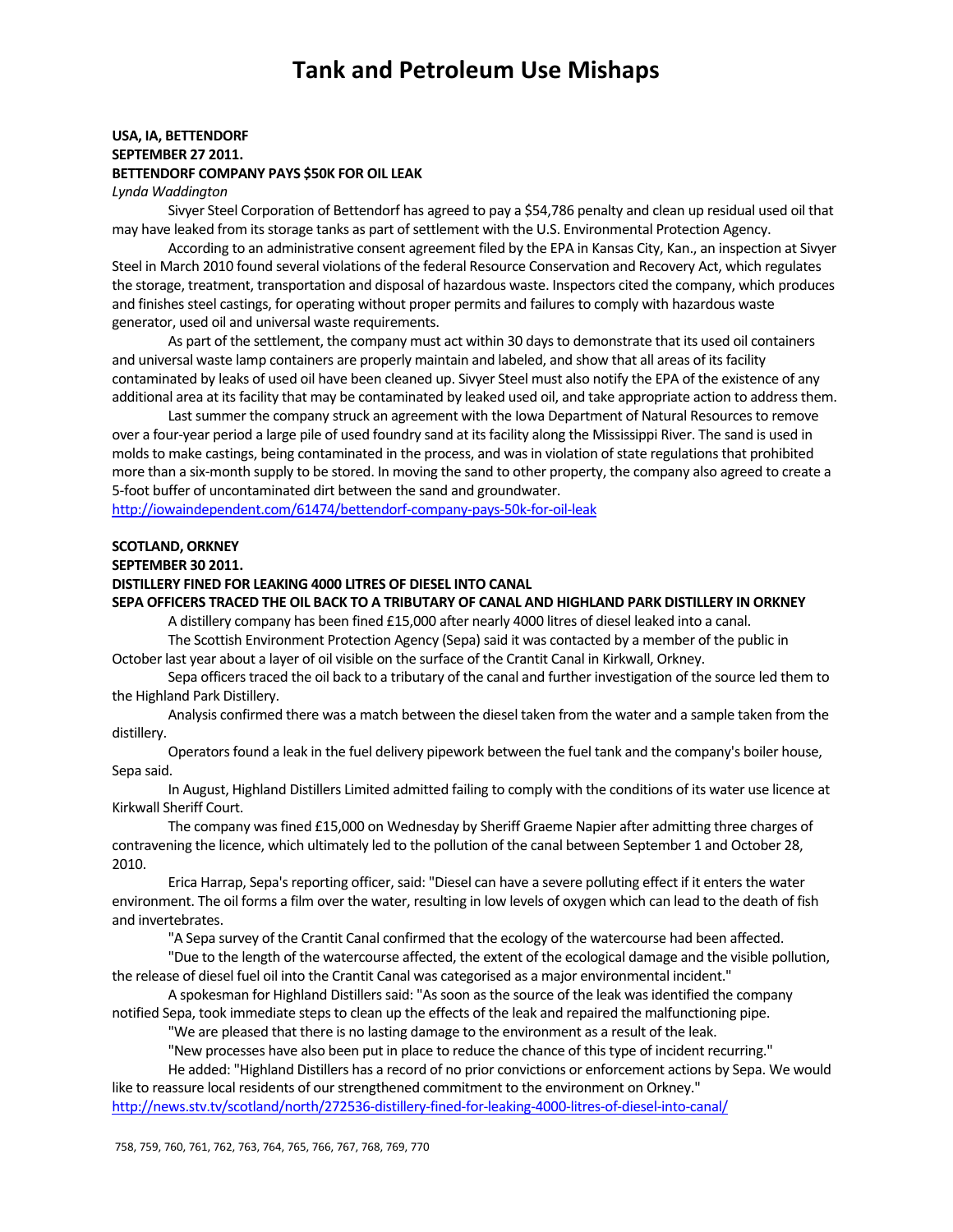# Tank and Petroleum Use Mishaps

**USA, IA, BETTENDORF**
**SEPTEMBER 27 2011.**
**BETTENDORF COMPANY PAYS $50K FOR OIL LEAK**
*Lynda Waddington*

Sivyer Steel Corporation of Bettendorf has agreed to pay a $54,786 penalty and clean up residual used oil that may have leaked from its storage tanks as part of settlement with the U.S. Environmental Protection Agency.

According to an administrative consent agreement filed by the EPA in Kansas City, Kan., an inspection at Sivyer Steel in March 2010 found several violations of the federal Resource Conservation and Recovery Act, which regulates the storage, treatment, transportation and disposal of hazardous waste. Inspectors cited the company, which produces and finishes steel castings, for operating without proper permits and failures to comply with hazardous waste generator, used oil and universal waste requirements.

As part of the settlement, the company must act within 30 days to demonstrate that its used oil containers and universal waste lamp containers are properly maintain and labeled, and show that all areas of its facility contaminated by leaks of used oil have been cleaned up. Sivyer Steel must also notify the EPA of the existence of any additional area at its facility that may be contaminated by leaked used oil, and take appropriate action to address them.

Last summer the company struck an agreement with the Iowa Department of Natural Resources to remove over a four-year period a large pile of used foundry sand at its facility along the Mississippi River. The sand is used in molds to make castings, being contaminated in the process, and was in violation of state regulations that prohibited more than a six-month supply to be stored. In moving the sand to other property, the company also agreed to create a 5-foot buffer of uncontaminated dirt between the sand and groundwater.

http://iowaindependent.com/61474/bettendorf-company-pays-50k-for-oil-leak

**SCOTLAND, ORKNEY**
**SEPTEMBER 30 2011.**
**DISTILLERY FINED FOR LEAKING 4000 LITRES OF DIESEL INTO CANAL**
**SEPA OFFICERS TRACED THE OIL BACK TO A TRIBUTARY OF CANAL AND HIGHLAND PARK DISTILLERY IN ORKNEY**

A distillery company has been fined £15,000 after nearly 4000 litres of diesel leaked into a canal.

The Scottish Environment Protection Agency (Sepa) said it was contacted by a member of the public in October last year about a layer of oil visible on the surface of the Crantit Canal in Kirkwall, Orkney.

Sepa officers traced the oil back to a tributary of the canal and further investigation of the source led them to the Highland Park Distillery.

Analysis confirmed there was a match between the diesel taken from the water and a sample taken from the distillery.

Operators found a leak in the fuel delivery pipework between the fuel tank and the company's boiler house, Sepa said.

In August, Highland Distillers Limited admitted failing to comply with the conditions of its water use licence at Kirkwall Sheriff Court.

The company was fined £15,000 on Wednesday by Sheriff Graeme Napier after admitting three charges of contravening the licence, which ultimately led to the pollution of the canal between September 1 and October 28, 2010.

Erica Harrap, Sepa's reporting officer, said: "Diesel can have a severe polluting effect if it enters the water environment. The oil forms a film over the water, resulting in low levels of oxygen which can lead to the death of fish and invertebrates.

"A Sepa survey of the Crantit Canal confirmed that the ecology of the watercourse had been affected.

"Due to the length of the watercourse affected, the extent of the ecological damage and the visible pollution, the release of diesel fuel oil into the Crantit Canal was categorised as a major environmental incident."

A spokesman for Highland Distillers said: "As soon as the source of the leak was identified the company notified Sepa, took immediate steps to clean up the effects of the leak and repaired the malfunctioning pipe.

"We are pleased that there is no lasting damage to the environment as a result of the leak.

"New processes have also been put in place to reduce the chance of this type of incident recurring."

He added: "Highland Distillers has a record of no prior convictions or enforcement actions by Sepa. We would like to reassure local residents of our strengthened commitment to the environment on Orkney."

http://news.stv.tv/scotland/north/272536-distillery-fined-for-leaking-4000-litres-of-diesel-into-canal/

758, 759, 760, 761, 762, 763, 764, 765, 766, 767, 768, 769, 770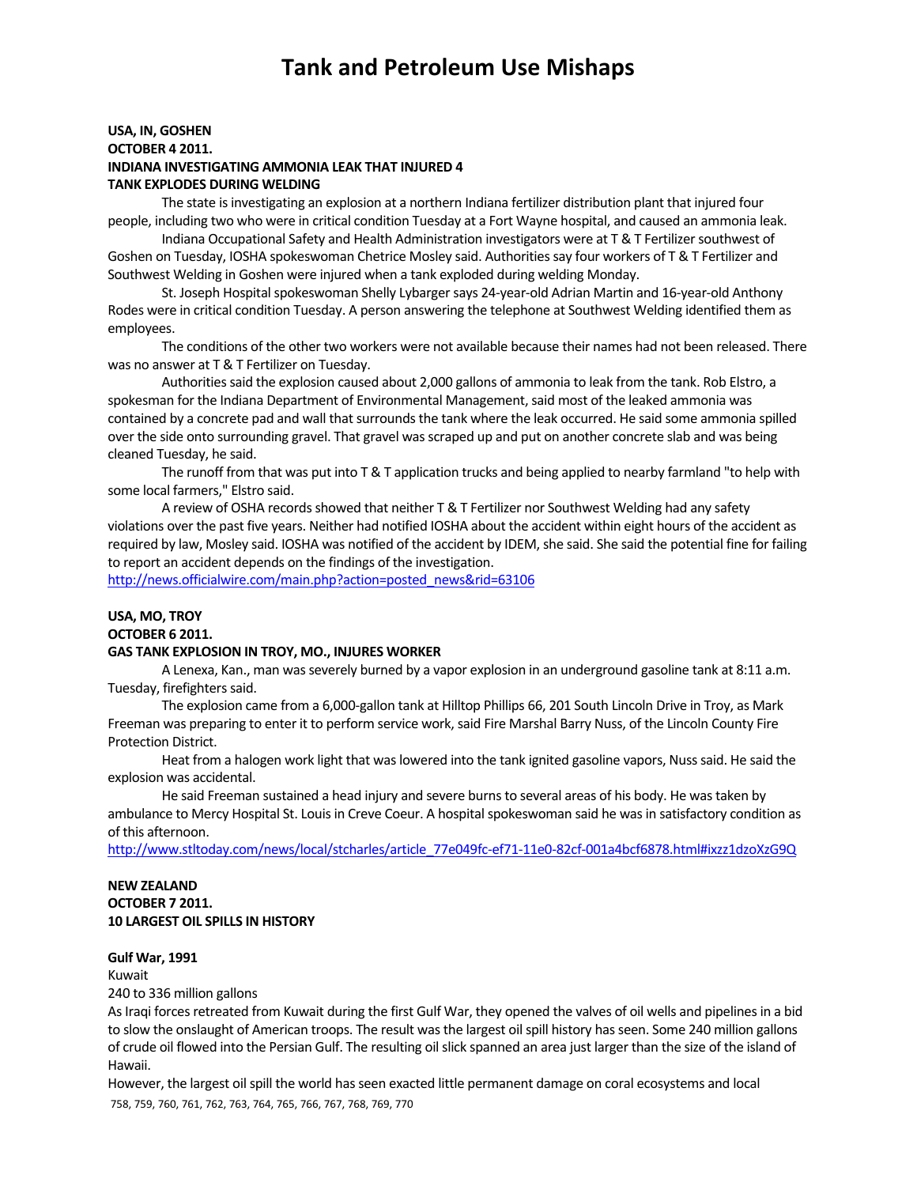# Tank and Petroleum Use Mishaps

**USA, IN, GOSHEN**
**OCTOBER 4 2011.**
**INDIANA INVESTIGATING AMMONIA LEAK THAT INJURED 4**
**TANK EXPLODES DURING WELDING**

The state is investigating an explosion at a northern Indiana fertilizer distribution plant that injured four people, including two who were in critical condition Tuesday at a Fort Wayne hospital, and caused an ammonia leak.

Indiana Occupational Safety and Health Administration investigators were at T & T Fertilizer southwest of Goshen on Tuesday, IOSHA spokeswoman Chetrice Mosley said. Authorities say four workers of T & T Fertilizer and Southwest Welding in Goshen were injured when a tank exploded during welding Monday.

St. Joseph Hospital spokeswoman Shelly Lybarger says 24-year-old Adrian Martin and 16-year-old Anthony Rodes were in critical condition Tuesday. A person answering the telephone at Southwest Welding identified them as employees.

The conditions of the other two workers were not available because their names had not been released. There was no answer at T & T Fertilizer on Tuesday.

Authorities said the explosion caused about 2,000 gallons of ammonia to leak from the tank. Rob Elstro, a spokesman for the Indiana Department of Environmental Management, said most of the leaked ammonia was contained by a concrete pad and wall that surrounds the tank where the leak occurred. He said some ammonia spilled over the side onto surrounding gravel. That gravel was scraped up and put on another concrete slab and was being cleaned Tuesday, he said.

The runoff from that was put into T & T application trucks and being applied to nearby farmland "to help with some local farmers," Elstro said.

A review of OSHA records showed that neither T & T Fertilizer nor Southwest Welding had any safety violations over the past five years. Neither had notified IOSHA about the accident within eight hours of the accident as required by law, Mosley said. IOSHA was notified of the accident by IDEM, she said. She said the potential fine for failing to report an accident depends on the findings of the investigation.
http://news.officialwire.com/main.php?action=posted_news&rid=63106

**USA, MO, TROY**
**OCTOBER 6 2011.**
**GAS TANK EXPLOSION IN TROY, MO., INJURES WORKER**

A Lenexa, Kan., man was severely burned by a vapor explosion in an underground gasoline tank at 8:11 a.m. Tuesday, firefighters said.

The explosion came from a 6,000-gallon tank at Hilltop Phillips 66, 201 South Lincoln Drive in Troy, as Mark Freeman was preparing to enter it to perform service work, said Fire Marshal Barry Nuss, of the Lincoln County Fire Protection District.

Heat from a halogen work light that was lowered into the tank ignited gasoline vapors, Nuss said. He said the explosion was accidental.

He said Freeman sustained a head injury and severe burns to several areas of his body. He was taken by ambulance to Mercy Hospital St. Louis in Creve Coeur. A hospital spokeswoman said he was in satisfactory condition as of this afternoon.
http://www.stltoday.com/news/local/stcharles/article_77e049fc-ef71-11e0-82cf-001a4bcf6878.html#ixzz1dzoXzG9Q

**NEW ZEALAND**
**OCTOBER 7 2011.**
**10 LARGEST OIL SPILLS IN HISTORY**

**Gulf War, 1991**
Kuwait
240 to 336 million gallons
As Iraqi forces retreated from Kuwait during the first Gulf War, they opened the valves of oil wells and pipelines in a bid to slow the onslaught of American troops. The result was the largest oil spill history has seen. Some 240 million gallons of crude oil flowed into the Persian Gulf. The resulting oil slick spanned an area just larger than the size of the island of Hawaii.
However, the largest oil spill the world has seen exacted little permanent damage on coral ecosystems and local

758, 759, 760, 761, 762, 763, 764, 765, 766, 767, 768, 769, 770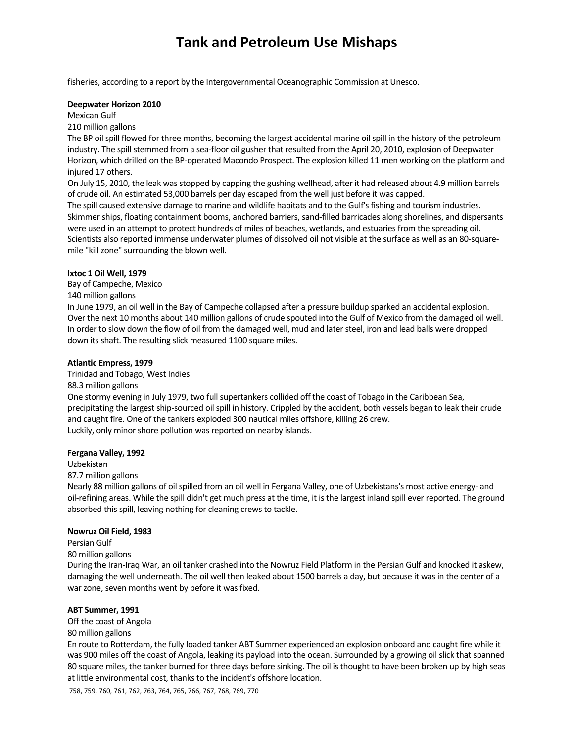fisheries, according to a report by the Intergovernmental Oceanographic Commission at Unesco.

**Deepwater Horizon 2010**
Mexican Gulf
210 million gallons
The BP oil spill flowed for three months, becoming the largest accidental marine oil spill in the history of the petroleum industry. The spill stemmed from a sea-floor oil gusher that resulted from the April 20, 2010, explosion of Deepwater Horizon, which drilled on the BP-operated Macondo Prospect. The explosion killed 11 men working on the platform and injured 17 others.
On July 15, 2010, the leak was stopped by capping the gushing wellhead, after it had released about 4.9 million barrels of crude oil. An estimated 53,000 barrels per day escaped from the well just before it was capped.
The spill caused extensive damage to marine and wildlife habitats and to the Gulf's fishing and tourism industries. Skimmer ships, floating containment booms, anchored barriers, sand-filled barricades along shorelines, and dispersants were used in an attempt to protect hundreds of miles of beaches, wetlands, and estuaries from the spreading oil. Scientists also reported immense underwater plumes of dissolved oil not visible at the surface as well as an 80-square-mile "kill zone" surrounding the blown well.

**Ixtoc 1 Oil Well, 1979**
Bay of Campeche, Mexico
140 million gallons
In June 1979, an oil well in the Bay of Campeche collapsed after a pressure buildup sparked an accidental explosion. Over the next 10 months about 140 million gallons of crude spouted into the Gulf of Mexico from the damaged oil well. In order to slow down the flow of oil from the damaged well, mud and later steel, iron and lead balls were dropped down its shaft. The resulting slick measured 1100 square miles.

**Atlantic Empress, 1979**
Trinidad and Tobago, West Indies
88.3 million gallons
One stormy evening in July 1979, two full supertankers collided off the coast of Tobago in the Caribbean Sea, precipitating the largest ship-sourced oil spill in history. Crippled by the accident, both vessels began to leak their crude and caught fire. One of the tankers exploded 300 nautical miles offshore, killing 26 crew.
Luckily, only minor shore pollution was reported on nearby islands.

**Fergana Valley, 1992**
Uzbekistan
87.7 million gallons
Nearly 88 million gallons of oil spilled from an oil well in Fergana Valley, one of Uzbekistans's most active energy- and oil-refining areas. While the spill didn't get much press at the time, it is the largest inland spill ever reported. The ground absorbed this spill, leaving nothing for cleaning crews to tackle.

**Nowruz Oil Field, 1983**
Persian Gulf
80 million gallons
During the Iran-Iraq War, an oil tanker crashed into the Nowruz Field Platform in the Persian Gulf and knocked it askew, damaging the well underneath. The oil well then leaked about 1500 barrels a day, but because it was in the center of a war zone, seven months went by before it was fixed.

**ABT Summer, 1991**
Off the coast of Angola
80 million gallons
En route to Rotterdam, the fully loaded tanker ABT Summer experienced an explosion onboard and caught fire while it was 900 miles off the coast of Angola, leaking its payload into the ocean. Surrounded by a growing oil slick that spanned 80 square miles, the tanker burned for three days before sinking. The oil is thought to have been broken up by high seas at little environmental cost, thanks to the incident's offshore location.

758, 759, 760, 761, 762, 763, 764, 765, 766, 767, 768, 769, 770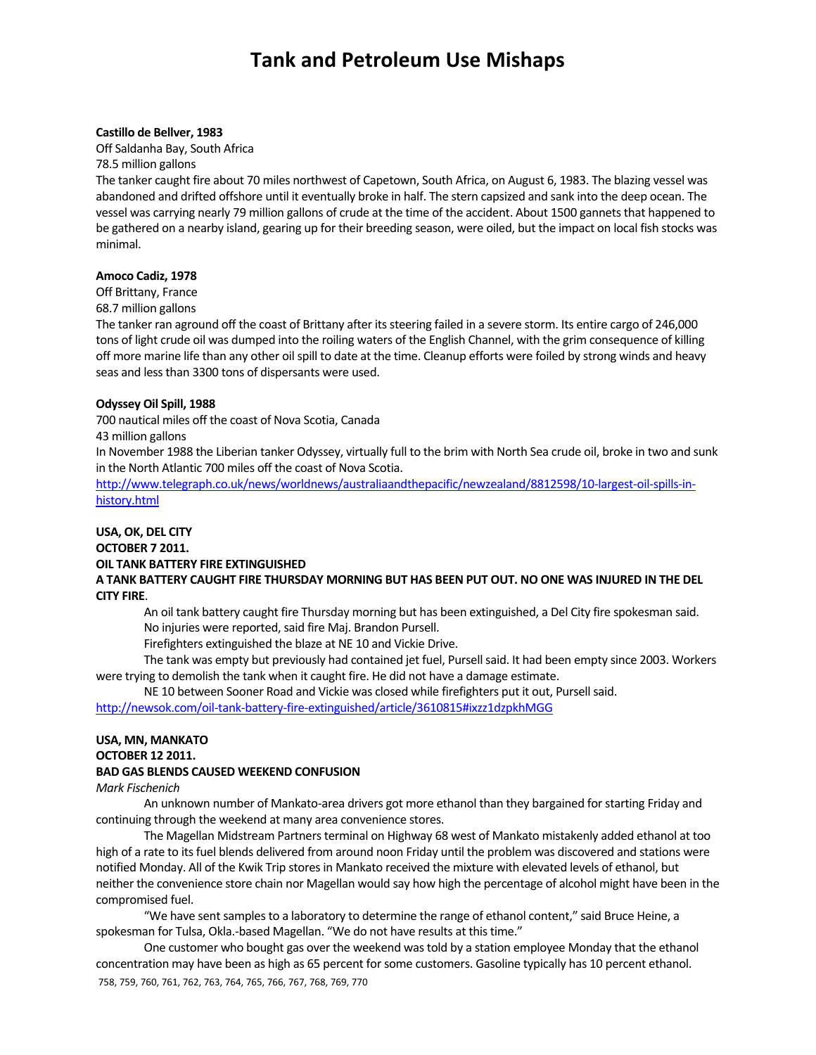# Tank and Petroleum Use Mishaps

**Castillo de Bellver, 1983**
Off Saldanha Bay, South Africa
78.5 million gallons
The tanker caught fire about 70 miles northwest of Capetown, South Africa, on August 6, 1983. The blazing vessel was abandoned and drifted offshore until it eventually broke in half. The stern capsized and sank into the deep ocean. The vessel was carrying nearly 79 million gallons of crude at the time of the accident. About 1500 gannets that happened to be gathered on a nearby island, gearing up for their breeding season, were oiled, but the impact on local fish stocks was minimal.

**Amoco Cadiz, 1978**
Off Brittany, France
68.7 million gallons
The tanker ran aground off the coast of Brittany after its steering failed in a severe storm. Its entire cargo of 246,000 tons of light crude oil was dumped into the roiling waters of the English Channel, with the grim consequence of killing off more marine life than any other oil spill to date at the time. Cleanup efforts were foiled by strong winds and heavy seas and less than 3300 tons of dispersants were used.

**Odyssey Oil Spill, 1988**
700 nautical miles off the coast of Nova Scotia, Canada
43 million gallons
In November 1988 the Liberian tanker Odyssey, virtually full to the brim with North Sea crude oil, broke in two and sunk in the North Atlantic 700 miles off the coast of Nova Scotia.
http://www.telegraph.co.uk/news/worldnews/australiaandthepacific/newzealand/8812598/10-largest-oil-spills-in-history.html

**USA, OK, DEL CITY**
**OCTOBER 7 2011.**
**OIL TANK BATTERY FIRE EXTINGUISHED**
**A TANK BATTERY CAUGHT FIRE THURSDAY MORNING BUT HAS BEEN PUT OUT. NO ONE WAS INJURED IN THE DEL CITY FIRE**.

An oil tank battery caught fire Thursday morning but has been extinguished, a Del City fire spokesman said.

No injuries were reported, said fire Maj. Brandon Pursell.

Firefighters extinguished the blaze at NE 10 and Vickie Drive.

The tank was empty but previously had contained jet fuel, Pursell said. It had been empty since 2003. Workers were trying to demolish the tank when it caught fire. He did not have a damage estimate.

NE 10 between Sooner Road and Vickie was closed while firefighters put it out, Pursell said.
http://newsok.com/oil-tank-battery-fire-extinguished/article/3610815#ixzz1dzpkhMGG

**USA, MN, MANKATO**
**OCTOBER 12 2011.**
**BAD GAS BLENDS CAUSED WEEKEND CONFUSION**
*Mark Fischenich*

An unknown number of Mankato-area drivers got more ethanol than they bargained for starting Friday and continuing through the weekend at many area convenience stores.

The Magellan Midstream Partners terminal on Highway 68 west of Mankato mistakenly added ethanol at too high of a rate to its fuel blends delivered from around noon Friday until the problem was discovered and stations were notified Monday. All of the Kwik Trip stores in Mankato received the mixture with elevated levels of ethanol, but neither the convenience store chain nor Magellan would say how high the percentage of alcohol might have been in the compromised fuel.

"We have sent samples to a laboratory to determine the range of ethanol content," said Bruce Heine, a spokesman for Tulsa, Okla.-based Magellan. "We do not have results at this time."

One customer who bought gas over the weekend was told by a station employee Monday that the ethanol concentration may have been as high as 65 percent for some customers. Gasoline typically has 10 percent ethanol.

758, 759, 760, 761, 762, 763, 764, 765, 766, 767, 768, 769, 770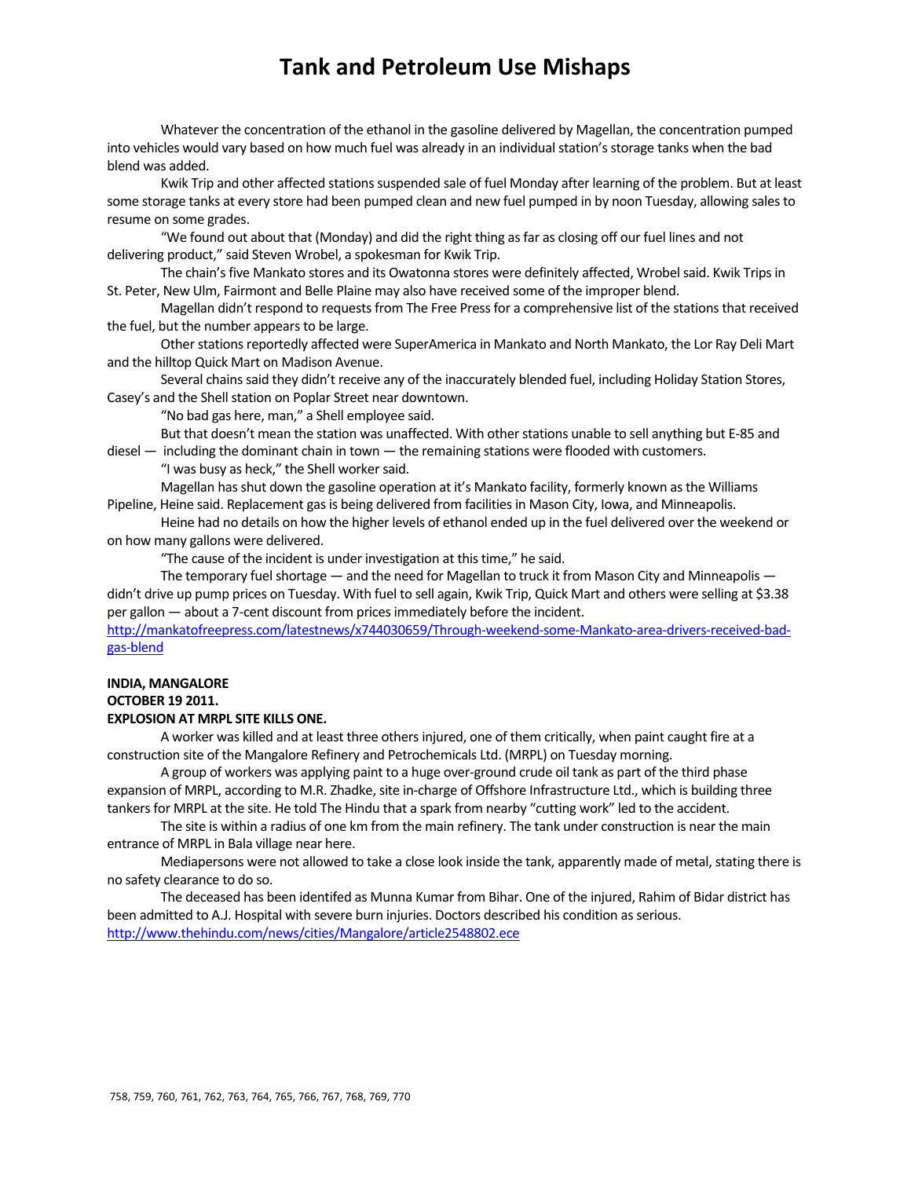Whatever the concentration of the ethanol in the gasoline delivered by Magellan, the concentration pumped into vehicles would vary based on how much fuel was already in an individual station's storage tanks when the bad blend was added.

Kwik Trip and other affected stations suspended sale of fuel Monday after learning of the problem. But at least some storage tanks at every store had been pumped clean and new fuel pumped in by noon Tuesday, allowing sales to resume on some grades.

"We found out about that (Monday) and did the right thing as far as closing off our fuel lines and not delivering product," said Steven Wrobel, a spokesman for Kwik Trip.

The chain's five Mankato stores and its Owatonna stores were definitely affected, Wrobel said. Kwik Trips in St. Peter, New Ulm, Fairmont and Belle Plaine may also have received some of the improper blend.

Magellan didn't respond to requests from The Free Press for a comprehensive list of the stations that received the fuel, but the number appears to be large.

Other stations reportedly affected were SuperAmerica in Mankato and North Mankato, the Lor Ray Deli Mart and the hilltop Quick Mart on Madison Avenue.

Several chains said they didn't receive any of the inaccurately blended fuel, including Holiday Station Stores, Casey's and the Shell station on Poplar Street near downtown.

"No bad gas here, man," a Shell employee said.

But that doesn't mean the station was unaffected. With other stations unable to sell anything but E-85 and diesel — including the dominant chain in town — the remaining stations were flooded with customers.

"I was busy as heck," the Shell worker said.

Magellan has shut down the gasoline operation at it's Mankato facility, formerly known as the Williams Pipeline, Heine said. Replacement gas is being delivered from facilities in Mason City, Iowa, and Minneapolis.

Heine had no details on how the higher levels of ethanol ended up in the fuel delivered over the weekend or on how many gallons were delivered.

"The cause of the incident is under investigation at this time," he said.

The temporary fuel shortage — and the need for Magellan to truck it from Mason City and Minneapolis — didn't drive up pump prices on Tuesday. With fuel to sell again, Kwik Trip, Quick Mart and others were selling at $3.38 per gallon — about a 7-cent discount from prices immediately before the incident.
http://mankatofreepress.com/latestnews/x744030659/Through-weekend-some-Mankato-area-drivers-received-bad-gas-blend

**INDIA, MANGALORE**
**OCTOBER 19 2011.**
**EXPLOSION AT MRPL SITE KILLS ONE.**

A worker was killed and at least three others injured, one of them critically, when paint caught fire at a construction site of the Mangalore Refinery and Petrochemicals Ltd. (MRPL) on Tuesday morning.

A group of workers was applying paint to a huge over-ground crude oil tank as part of the third phase expansion of MRPL, according to M.R. Zhadke, site in-charge of Offshore Infrastructure Ltd., which is building three tankers for MRPL at the site. He told The Hindu that a spark from nearby "cutting work" led to the accident.

The site is within a radius of one km from the main refinery. The tank under construction is near the main entrance of MRPL in Bala village near here.

Mediapersons were not allowed to take a close look inside the tank, apparently made of metal, stating there is no safety clearance to do so.

The deceased has been identifed as Munna Kumar from Bihar. One of the injured, Rahim of Bidar district has been admitted to A.J. Hospital with severe burn injuries. Doctors described his condition as serious.
http://www.thehindu.com/news/cities/Mangalore/article2548802.ece

758, 759, 760, 761, 762, 763, 764, 765, 766, 767, 768, 769, 770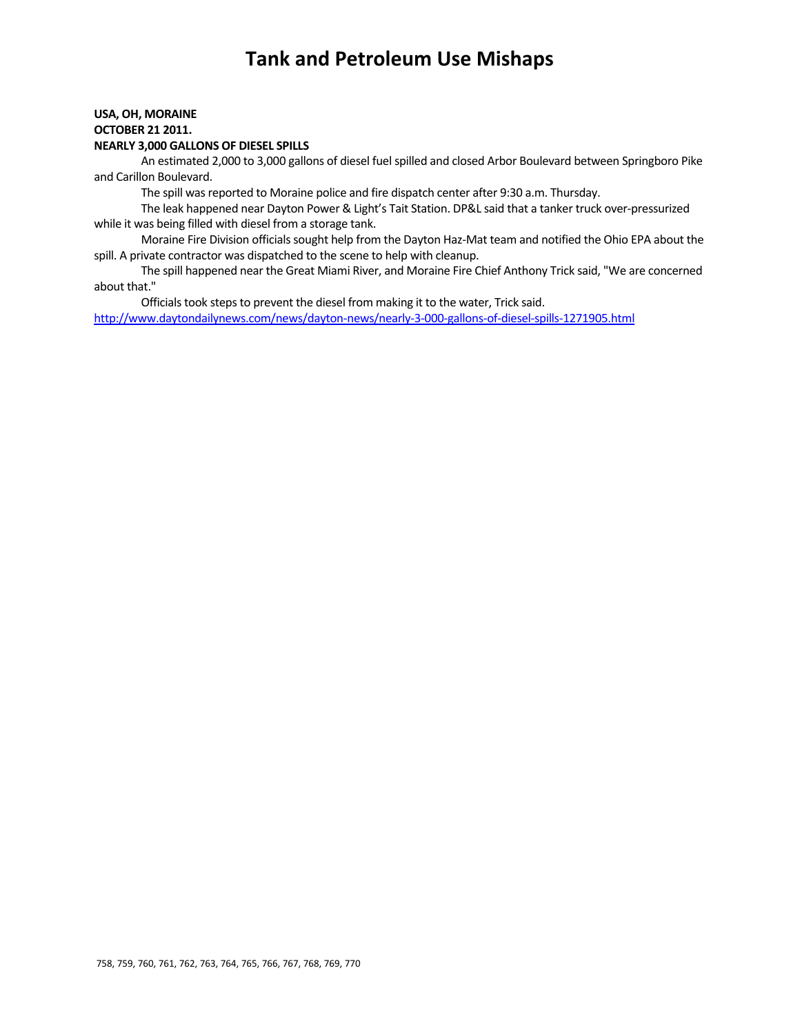# Tank and Petroleum Use Mishaps

**USA, OH, MORAINE**
**OCTOBER 21 2011.**
**NEARLY 3,000 GALLONS OF DIESEL SPILLS**

An estimated 2,000 to 3,000 gallons of diesel fuel spilled and closed Arbor Boulevard between Springboro Pike and Carillon Boulevard.

The spill was reported to Moraine police and fire dispatch center after 9:30 a.m. Thursday.

The leak happened near Dayton Power & Light's Tait Station. DP&L said that a tanker truck over-pressurized while it was being filled with diesel from a storage tank.

Moraine Fire Division officials sought help from the Dayton Haz-Mat team and notified the Ohio EPA about the spill. A private contractor was dispatched to the scene to help with cleanup.

The spill happened near the Great Miami River, and Moraine Fire Chief Anthony Trick said, "We are concerned about that."

Officials took steps to prevent the diesel from making it to the water, Trick said.

http://www.daytondailynews.com/news/dayton-news/nearly-3-000-gallons-of-diesel-spills-1271905.html

758, 759, 760, 761, 762, 763, 764, 765, 766, 767, 768, 769, 770